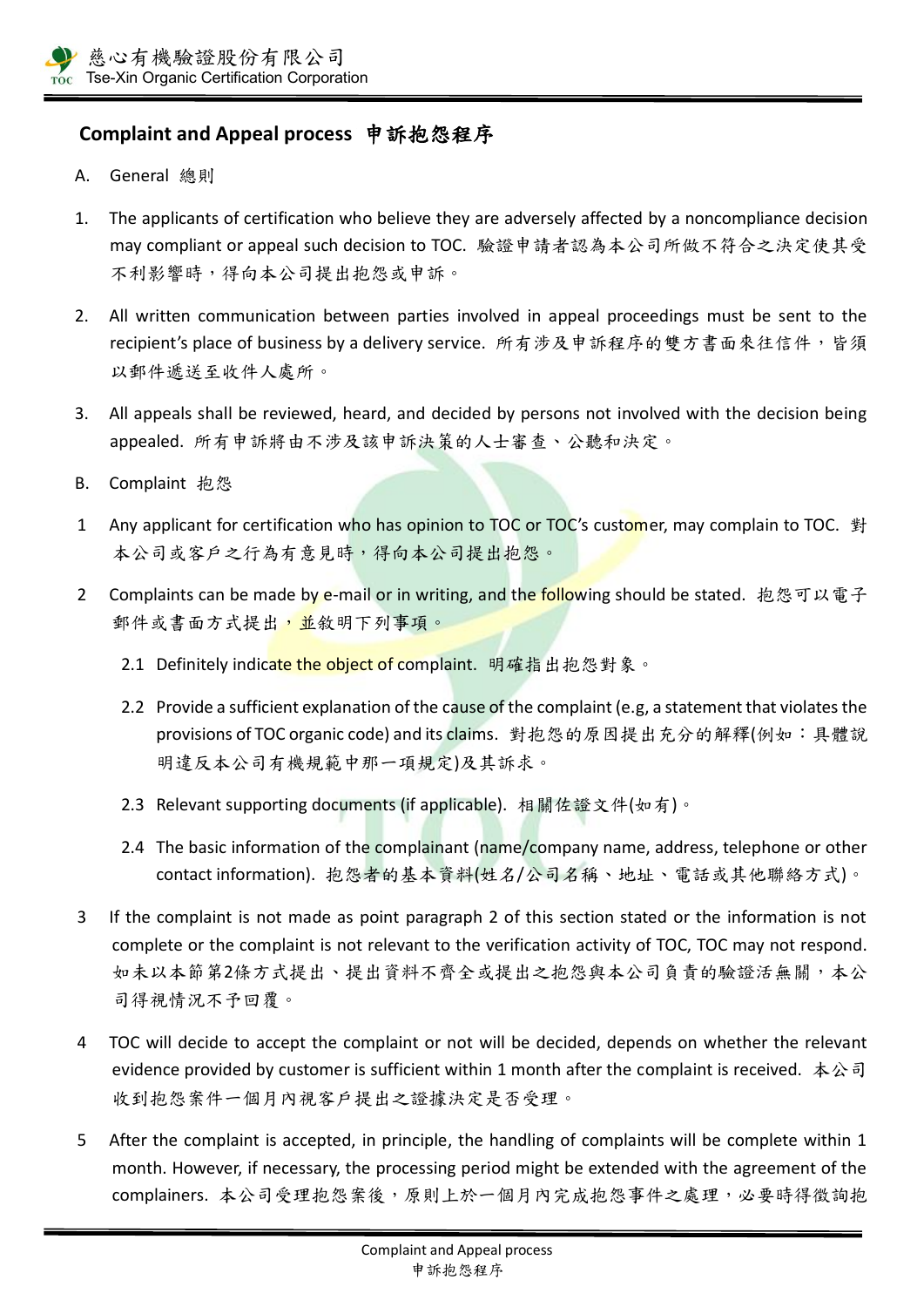## Complaint and Appeal process 申訴抱怨程序

A. General 總則

1. The applicants of certification who believe they are adversely affected by a noncompliance decision may compliant or appeal such decision to TOC. 驗證申請者認為本公司所做不符合之決定使其受不利影響時，得向本公司提出抱怨或申訴。

2. All written communication between parties involved in appeal proceedings must be sent to the recipient's place of business by a delivery service. 所有涉及申訴程序的雙方書面來往信件，皆須以郵件遞送至收件人處所。

3. All appeals shall be reviewed, heard, and decided by persons not involved with the decision being appealed. 所有申訴將由不涉及該申訴決策的人士審查、公聽和決定。

B. Complaint 抱怨

1 Any applicant for certification who has opinion to TOC or TOC's customer, may complain to TOC. 對本公司或客戶之行為有意見時，得向本公司提出抱怨。

2 Complaints can be made by e-mail or in writing, and the following should be stated. 抱怨可以電子郵件或書面方式提出，並敘明下列事項。

   2.1 Definitely indicate the object of complaint. 明確指出抱怨對象。

   2.2 Provide a sufficient explanation of the cause of the complaint (e.g, a statement that violates the provisions of TOC organic code) and its claims. 對抱怨的原因提出充分的解釋(例如：具體說明違反本公司有機規範中那一項規定)及其訴求。

   2.3 Relevant supporting documents (if applicable). 相關佐證文件(如有)。

   2.4 The basic information of the complainant (name/company name, address, telephone or other contact information). 抱怨者的基本資料(姓名/公司名稱、地址、電話或其他聯絡方式)。

3 If the complaint is not made as point paragraph 2 of this section stated or the information is not complete or the complaint is not relevant to the verification activity of TOC, TOC may not respond. 如未以本節第2條方式提出、提出資料不齊全或提出之抱怨與本公司負責的驗證活無關，本公司得視情況不予回覆。

4 TOC will decide to accept the complaint or not will be decided, depends on whether the relevant evidence provided by customer is sufficient within 1 month after the complaint is received. 本公司收到抱怨案件一個月內視客戶提出之證據決定是否受理。

5 After the complaint is accepted, in principle, the handling of complaints will be complete within 1 month. However, if necessary, the processing period might be extended with the agreement of the complainers. 本公司受理抱怨案後，原則上於一個月內完成抱怨事件之處理，必要時得徵詢抱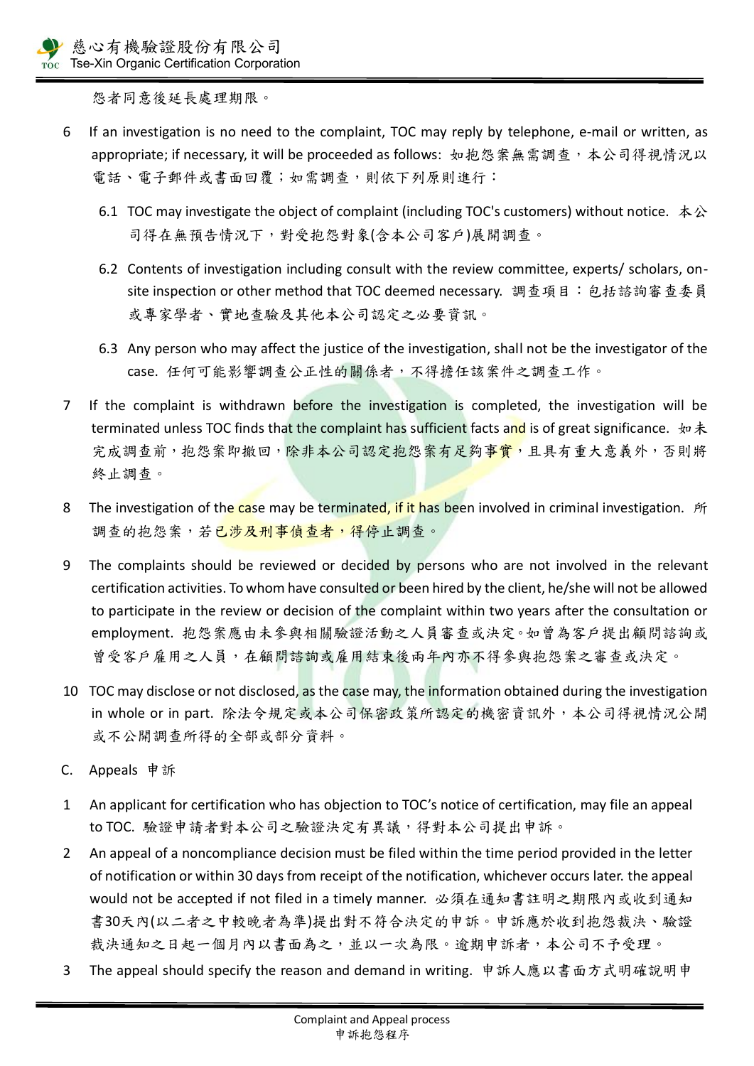怨者同意後延長處理期限。

6. If an investigation is no need to the complaint, TOC may reply by telephone, e-mail or written, as appropriate; if necessary, it will be proceeded as follows: 如抱怨案無需調查，本公司得視情況以電話、電子郵件或書面回覆；如需調查，則依下列原則進行：
   - 6.1 TOC may investigate the object of complaint (including TOC's customers) without notice. 本公司得在無預告情況下，對受抱怨對象(含本公司客戶)展開調查。
   - 6.2 Contents of investigation including consult with the review committee, experts/ scholars, on-site inspection or other method that TOC deemed necessary. 調查項目：包括諮詢審查委員或專家學者、實地查驗及其他本公司認定之必要資訊。
   - 6.3 Any person who may affect the justice of the investigation, shall not be the investigator of the case. 任何可能影響調查公正性的關係者，不得擔任該案件之調查工作。
7. If the complaint is withdrawn before the investigation is completed, the investigation will be terminated unless TOC finds that the complaint has sufficient facts and is of great significance. 如未完成調查前，抱怨案即撤回，除非本公司認定抱怨案有足夠事實，且具有重大意義外，否則將終止調查。
8. The investigation of the case may be terminated, if it has been involved in criminal investigation. 所調查的抱怨案，若已涉及刑事偵查者，得停止調查。
9. The complaints should be reviewed or decided by persons who are not involved in the relevant certification activities. To whom have consulted or been hired by the client, he/she will not be allowed to participate in the review or decision of the complaint within two years after the consultation or employment. 抱怨案應由未參與相關驗證活動之人員審查或決定。如曾為客戶提出顧問諮詢或曾受客戶雇用之人員，在顧問諮詢或雇用結束後兩年內亦不得參與抱怨案之審查或決定。
10. TOC may disclose or not disclosed, as the case may, the information obtained during the investigation in whole or in part. 除法令規定或本公司保密政策所認定的機密資訊外，本公司得視情況公開或不公開調查所得的全部或部分資料。

C. Appeals 申訴

1. An applicant for certification who has objection to TOC's notice of certification, may file an appeal to TOC. 驗證申請者對本公司之驗證決定有異議，得對本公司提出申訴。
2. An appeal of a noncompliance decision must be filed within the time period provided in the letter of notification or within 30 days from receipt of the notification, whichever occurs later. the appeal would not be accepted if not filed in a timely manner. 必須在通知書註明之期限內或收到通知書30天內(以二者之中較晚者為準)提出對不符合決定的申訴。申訴應於收到抱怨裁決、驗證裁決通知之日起一個月內以書面為之，並以一次為限。逾期申訴者，本公司不予受理。
3. The appeal should specify the reason and demand in writing. 申訴人應以書面方式明確說明申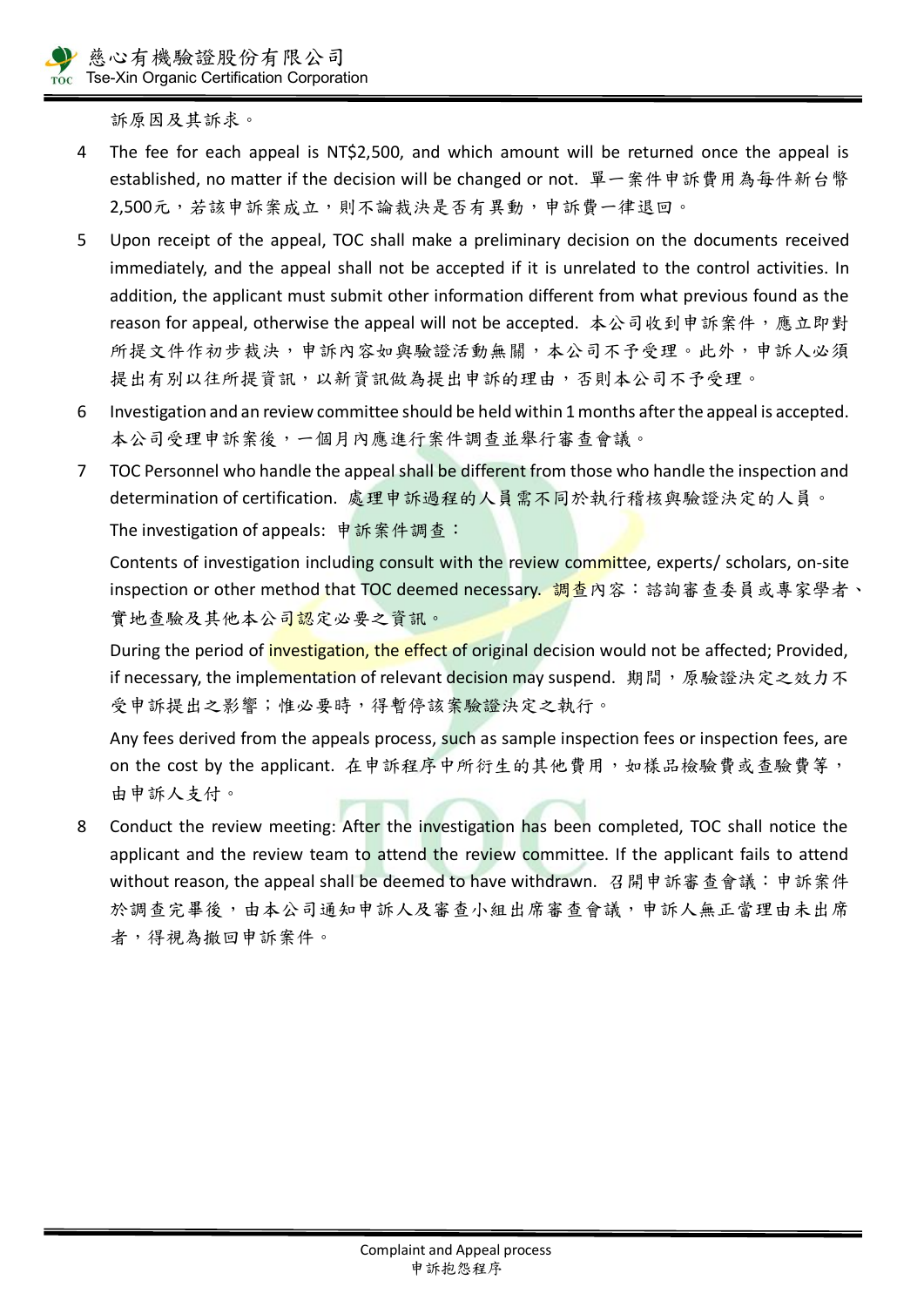訴原因及其訴求。

4. The fee for each appeal is NT$2,500, and which amount will be returned once the appeal is established, no matter if the decision will be changed or not. 單一案件申訴費用為每件新台幣2,500元，若該申訴案成立，則不論裁決是否有異動，申訴費一律退回。
5. Upon receipt of the appeal, TOC shall make a preliminary decision on the documents received immediately, and the appeal shall not be accepted if it is unrelated to the control activities. In addition, the applicant must submit other information different from what previous found as the reason for appeal, otherwise the appeal will not be accepted. 本公司收到申訴案件，應立即對所提文件作初步裁決，申訴內容如與驗證活動無關，本公司不予受理。此外，申訴人必須提出有別以往所提資訊，以新資訊做為提出申訴的理由，否則本公司不予受理。
6. Investigation and an review committee should be held within 1 months after the appeal is accepted. 本公司受理申訴案後，一個月內應進行案件調查並舉行審查會議。
7. TOC Personnel who handle the appeal shall be different from those who handle the inspection and determination of certification. 處理申訴過程的人員需不同於執行稽核與驗證決定的人員。

   The investigation of appeals: 申訴案件調查：

   Contents of investigation including consult with the review committee, experts/ scholars, on-site inspection or other method that TOC deemed necessary. 調查內容：諮詢審查委員或專家學者、實地查驗及其他本公司認定必要之資訊。

   During the period of investigation, the effect of original decision would not be affected; Provided, if necessary, the implementation of relevant decision may suspend. 期間，原驗證決定之效力不受申訴提出之影響；惟必要時，得暫停該案驗證決定之執行。

   Any fees derived from the appeals process, such as sample inspection fees or inspection fees, are on the cost by the applicant. 在申訴程序中所衍生的其他費用，如樣品檢驗費或查驗費等，由申訴人支付。
8. Conduct the review meeting: After the investigation has been completed, TOC shall notice the applicant and the review team to attend the review committee. If the applicant fails to attend without reason, the appeal shall be deemed to have withdrawn. 召開申訴審查會議：申訴案件於調查完畢後，由本公司通知申訴人及審查小組出席審查會議，申訴人無正當理由未出席者，得視為撤回申訴案件。